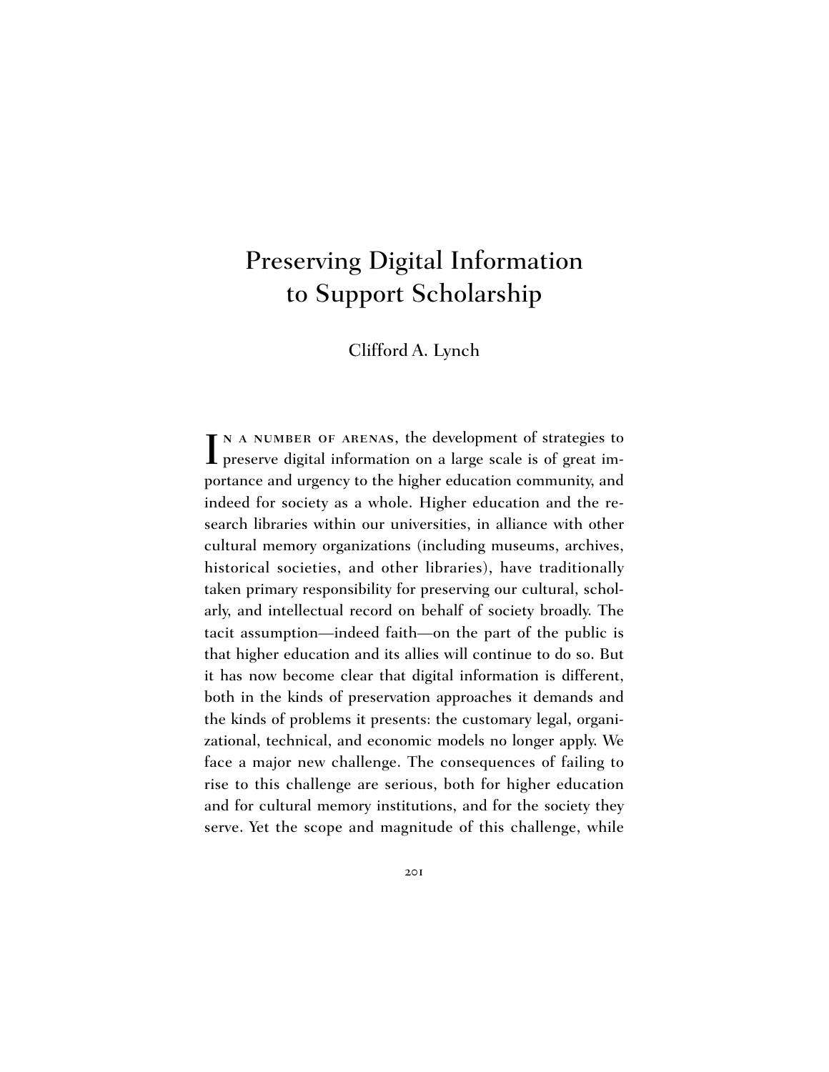# Preserving Digital Information to Support Scholarship

Clifford A. Lynch

In a number of arenas, the development of strategies to preserve digital information on a large scale is of great importance and urgency to the higher education community, and indeed for society as a whole. Higher education and the research libraries within our universities, in alliance with other cultural memory organizations (including museums, archives, historical societies, and other libraries), have traditionally taken primary responsibility for preserving our cultural, scholarly, and intellectual record on behalf of society broadly. The tacit assumption—indeed faith—on the part of the public is that higher education and its allies will continue to do so. But it has now become clear that digital information is different, both in the kinds of preservation approaches it demands and the kinds of problems it presents: the customary legal, organizational, technical, and economic models no longer apply. We face a major new challenge. The consequences of failing to rise to this challenge are serious, both for higher education and for cultural memory institutions, and for the society they serve. Yet the scope and magnitude of this challenge, while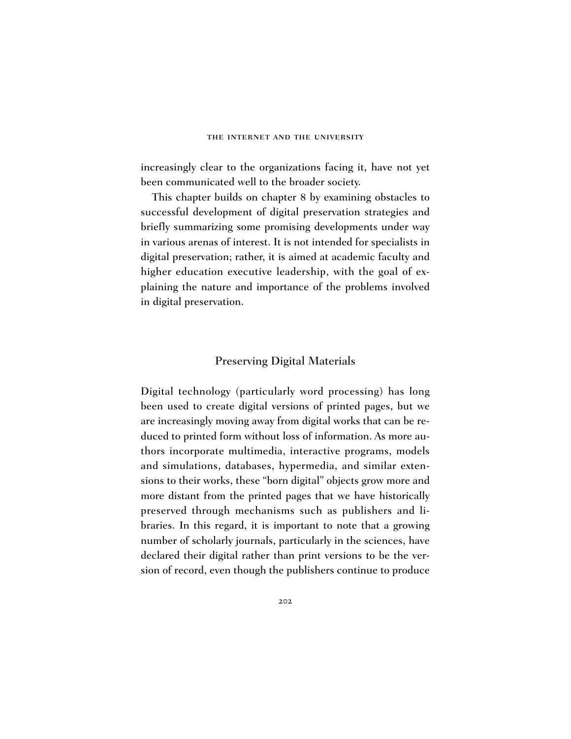increasingly clear to the organizations facing it, have not yet been communicated well to the broader society.

This chapter builds on chapter 8 by examining obstacles to successful development of digital preservation strategies and briefly summarizing some promising developments under way in various arenas of interest. It is not intended for specialists in digital preservation; rather, it is aimed at academic faculty and higher education executive leadership, with the goal of explaining the nature and importance of the problems involved in digital preservation.

## Preserving Digital Materials

Digital technology (particularly word processing) has long been used to create digital versions of printed pages, but we are increasingly moving away from digital works that can be reduced to printed form without loss of information. As more authors incorporate multimedia, interactive programs, models and simulations, databases, hypermedia, and similar extensions to their works, these "born digital" objects grow more and more distant from the printed pages that we have historically preserved through mechanisms such as publishers and libraries. In this regard, it is important to note that a growing number of scholarly journals, particularly in the sciences, have declared their digital rather than print versions to be the version of record, even though the publishers continue to produce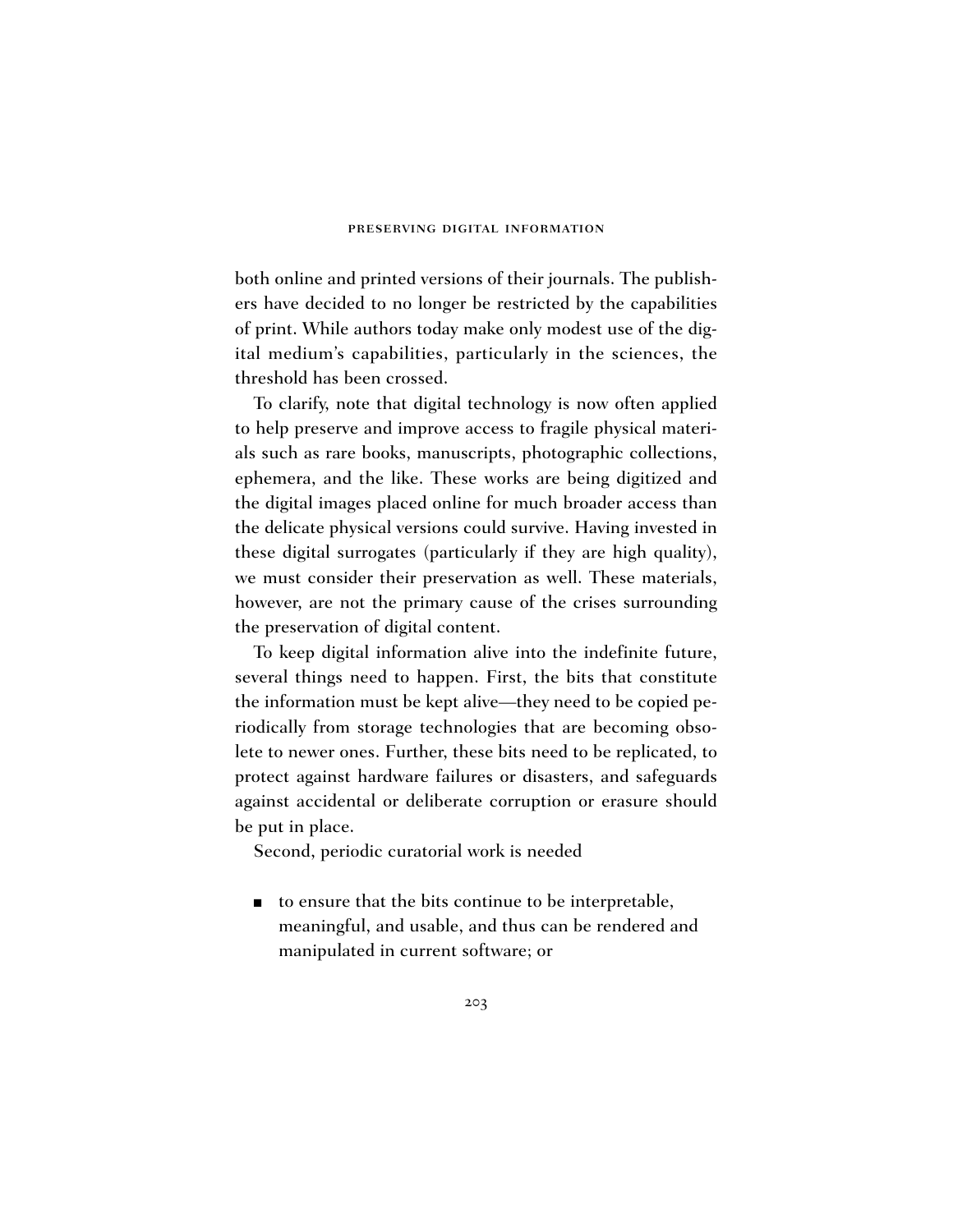both online and printed versions of their journals. The publishers have decided to no longer be restricted by the capabilities of print. While authors today make only modest use of the digital medium's capabilities, particularly in the sciences, the threshold has been crossed.

To clarify, note that digital technology is now often applied to help preserve and improve access to fragile physical materials such as rare books, manuscripts, photographic collections, ephemera, and the like. These works are being digitized and the digital images placed online for much broader access than the delicate physical versions could survive. Having invested in these digital surrogates (particularly if they are high quality), we must consider their preservation as well. These materials, however, are not the primary cause of the crises surrounding the preservation of digital content.

To keep digital information alive into the indefinite future, several things need to happen. First, the bits that constitute the information must be kept alive—they need to be copied periodically from storage technologies that are becoming obsolete to newer ones. Further, these bits need to be replicated, to protect against hardware failures or disasters, and safeguards against accidental or deliberate corruption or erasure should be put in place.

Second, periodic curatorial work is needed

- to ensure that the bits continue to be interpretable, meaningful, and usable, and thus can be rendered and manipulated in current software; or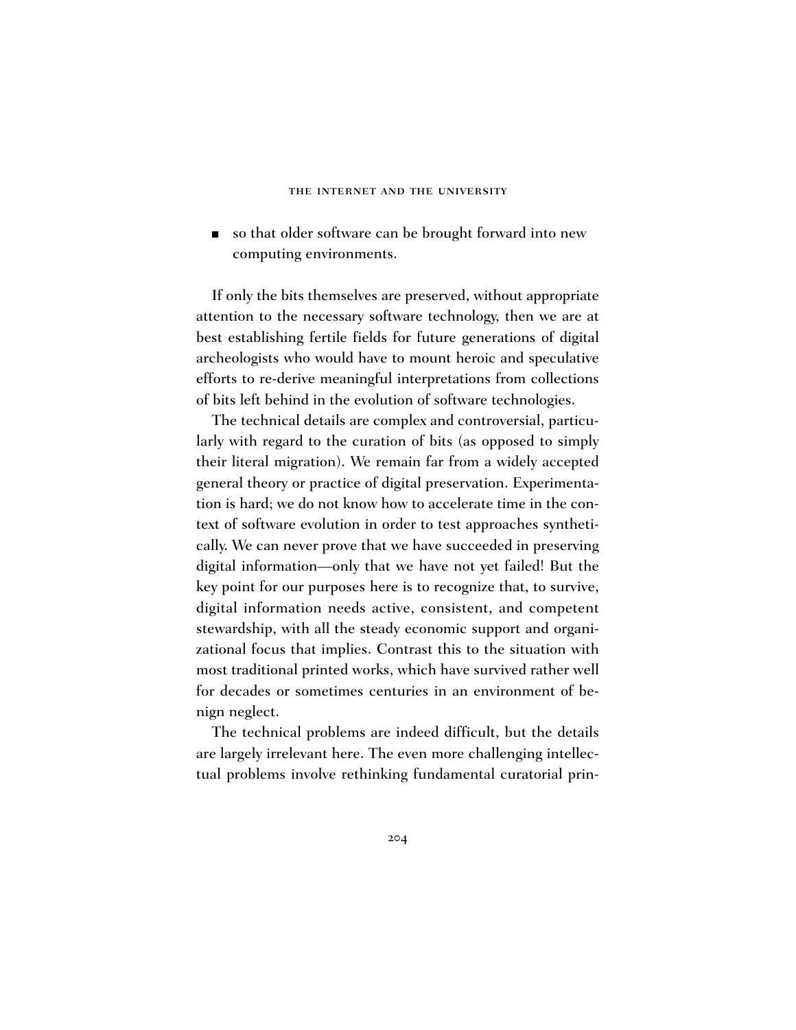- so that older software can be brought forward into new computing environments.

If only the bits themselves are preserved, without appropriate attention to the necessary software technology, then we are at best establishing fertile fields for future generations of digital archeologists who would have to mount heroic and speculative efforts to re-derive meaningful interpretations from collections of bits left behind in the evolution of software technologies.

The technical details are complex and controversial, particularly with regard to the curation of bits (as opposed to simply their literal migration). We remain far from a widely accepted general theory or practice of digital preservation. Experimentation is hard; we do not know how to accelerate time in the context of software evolution in order to test approaches synthetically. We can never prove that we have succeeded in preserving digital information—only that we have not yet failed! But the key point for our purposes here is to recognize that, to survive, digital information needs active, consistent, and competent stewardship, with all the steady economic support and organizational focus that implies. Contrast this to the situation with most traditional printed works, which have survived rather well for decades or sometimes centuries in an environment of benign neglect.

The technical problems are indeed difficult, but the details are largely irrelevant here. The even more challenging intellectual problems involve rethinking fundamental curatorial prin-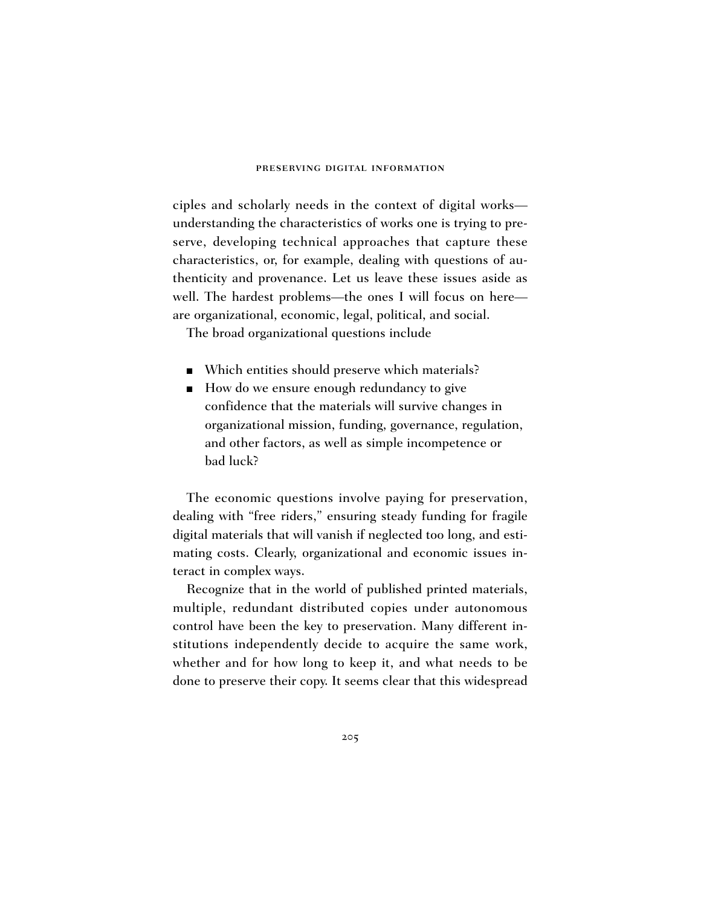ciples and scholarly needs in the context of digital works—understanding the characteristics of works one is trying to preserve, developing technical approaches that capture these characteristics, or, for example, dealing with questions of authenticity and provenance. Let us leave these issues aside as well. The hardest problems—the ones I will focus on here—are organizational, economic, legal, political, and social.

The broad organizational questions include

- Which entities should preserve which materials?
- How do we ensure enough redundancy to give confidence that the materials will survive changes in organizational mission, funding, governance, regulation, and other factors, as well as simple incompetence or bad luck?

The economic questions involve paying for preservation, dealing with "free riders," ensuring steady funding for fragile digital materials that will vanish if neglected too long, and estimating costs. Clearly, organizational and economic issues interact in complex ways.

Recognize that in the world of published printed materials, multiple, redundant distributed copies under autonomous control have been the key to preservation. Many different institutions independently decide to acquire the same work, whether and for how long to keep it, and what needs to be done to preserve their copy. It seems clear that this widespread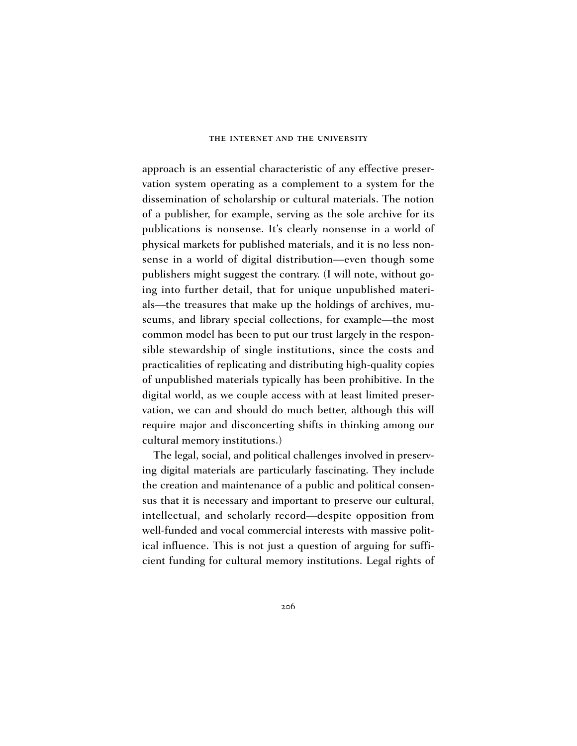approach is an essential characteristic of any effective preservation system operating as a complement to a system for the dissemination of scholarship or cultural materials. The notion of a publisher, for example, serving as the sole archive for its publications is nonsense. It's clearly nonsense in a world of physical markets for published materials, and it is no less nonsense in a world of digital distribution—even though some publishers might suggest the contrary. (I will note, without going into further detail, that for unique unpublished materials—the treasures that make up the holdings of archives, museums, and library special collections, for example—the most common model has been to put our trust largely in the responsible stewardship of single institutions, since the costs and practicalities of replicating and distributing high-quality copies of unpublished materials typically has been prohibitive. In the digital world, as we couple access with at least limited preservation, we can and should do much better, although this will require major and disconcerting shifts in thinking among our cultural memory institutions.)

The legal, social, and political challenges involved in preserving digital materials are particularly fascinating. They include the creation and maintenance of a public and political consensus that it is necessary and important to preserve our cultural, intellectual, and scholarly record—despite opposition from well-funded and vocal commercial interests with massive political influence. This is not just a question of arguing for sufficient funding for cultural memory institutions. Legal rights of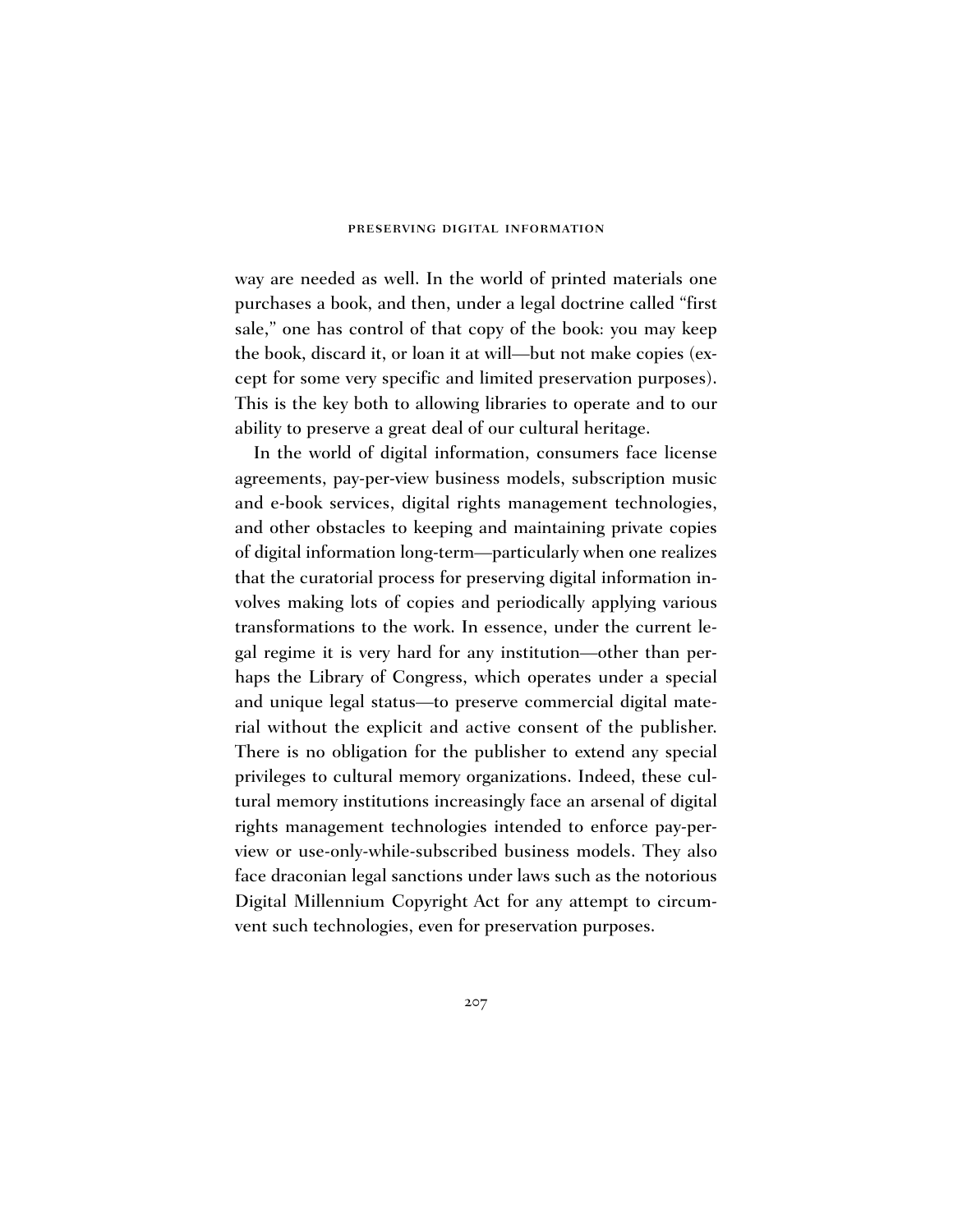way are needed as well. In the world of printed materials one purchases a book, and then, under a legal doctrine called "first sale," one has control of that copy of the book: you may keep the book, discard it, or loan it at will—but not make copies (except for some very specific and limited preservation purposes). This is the key both to allowing libraries to operate and to our ability to preserve a great deal of our cultural heritage.

In the world of digital information, consumers face license agreements, pay-per-view business models, subscription music and e-book services, digital rights management technologies, and other obstacles to keeping and maintaining private copies of digital information long-term—particularly when one realizes that the curatorial process for preserving digital information involves making lots of copies and periodically applying various transformations to the work. In essence, under the current legal regime it is very hard for any institution—other than perhaps the Library of Congress, which operates under a special and unique legal status—to preserve commercial digital material without the explicit and active consent of the publisher. There is no obligation for the publisher to extend any special privileges to cultural memory organizations. Indeed, these cultural memory institutions increasingly face an arsenal of digital rights management technologies intended to enforce pay-per-view or use-only-while-subscribed business models. They also face draconian legal sanctions under laws such as the notorious Digital Millennium Copyright Act for any attempt to circumvent such technologies, even for preservation purposes.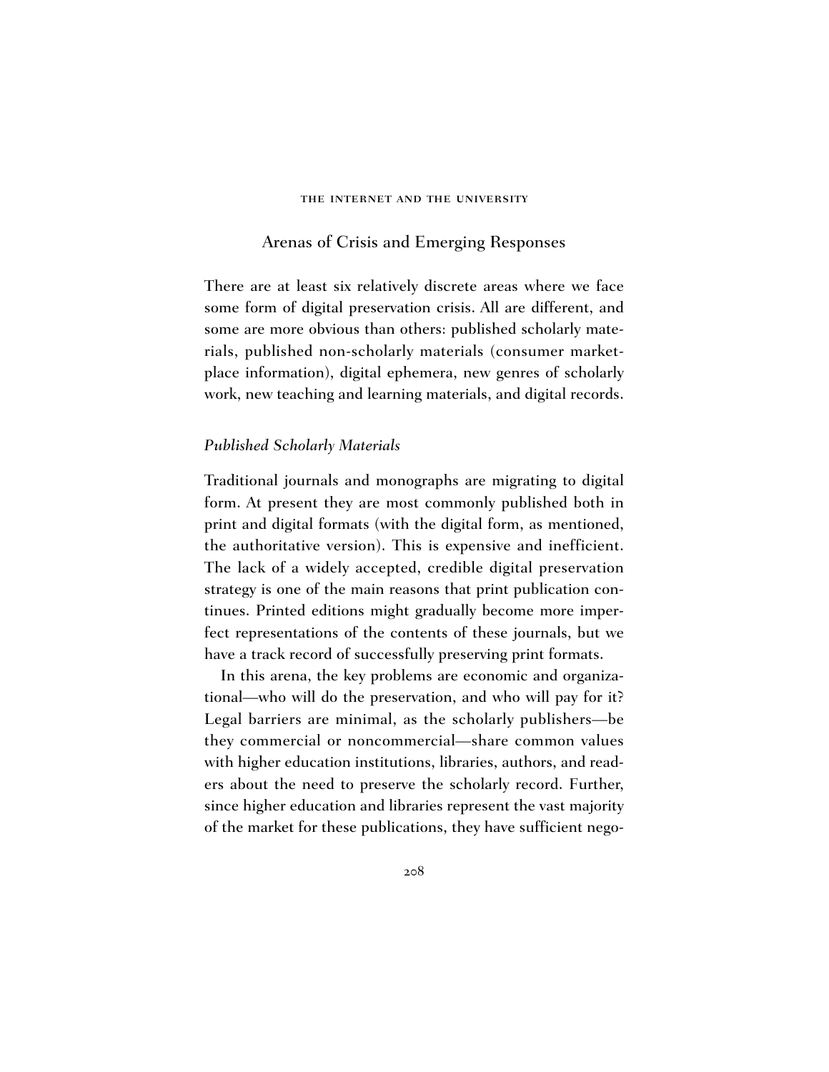## Arenas of Crisis and Emerging Responses

There are at least six relatively discrete areas where we face some form of digital preservation crisis. All are different, and some are more obvious than others: published scholarly materials, published non-scholarly materials (consumer marketplace information), digital ephemera, new genres of scholarly work, new teaching and learning materials, and digital records.

### *Published Scholarly Materials*

Traditional journals and monographs are migrating to digital form. At present they are most commonly published both in print and digital formats (with the digital form, as mentioned, the authoritative version). This is expensive and inefficient. The lack of a widely accepted, credible digital preservation strategy is one of the main reasons that print publication continues. Printed editions might gradually become more imperfect representations of the contents of these journals, but we have a track record of successfully preserving print formats.

In this arena, the key problems are economic and organizational—who will do the preservation, and who will pay for it? Legal barriers are minimal, as the scholarly publishers—be they commercial or noncommercial—share common values with higher education institutions, libraries, authors, and readers about the need to preserve the scholarly record. Further, since higher education and libraries represent the vast majority of the market for these publications, they have sufficient nego-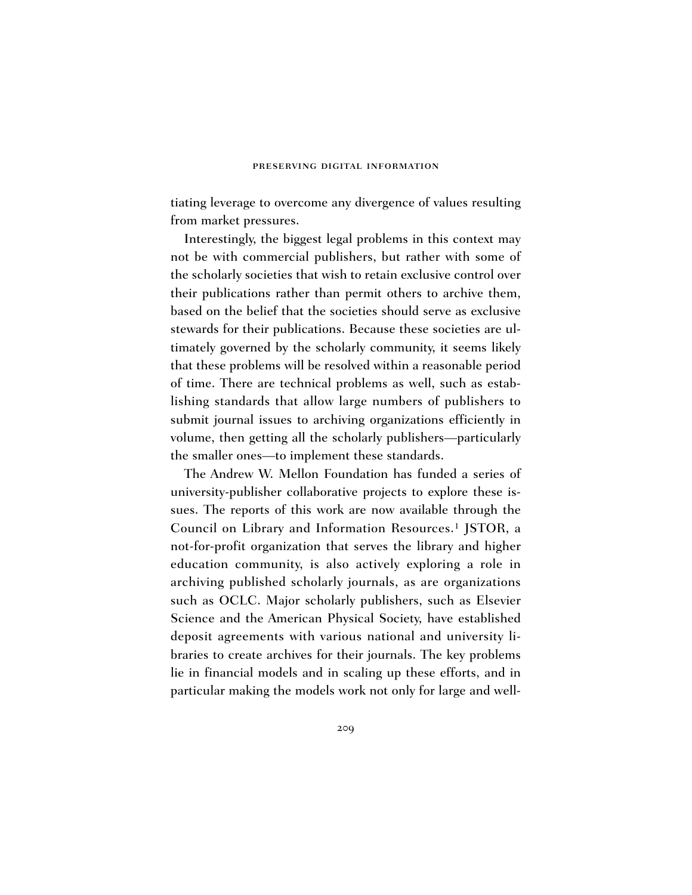tiating leverage to overcome any divergence of values resulting from market pressures.

Interestingly, the biggest legal problems in this context may not be with commercial publishers, but rather with some of the scholarly societies that wish to retain exclusive control over their publications rather than permit others to archive them, based on the belief that the societies should serve as exclusive stewards for their publications. Because these societies are ultimately governed by the scholarly community, it seems likely that these problems will be resolved within a reasonable period of time. There are technical problems as well, such as establishing standards that allow large numbers of publishers to submit journal issues to archiving organizations efficiently in volume, then getting all the scholarly publishers—particularly the smaller ones—to implement these standards.

The Andrew W. Mellon Foundation has funded a series of university-publisher collaborative projects to explore these issues. The reports of this work are now available through the Council on Library and Information Resources.[1] JSTOR, a not-for-profit organization that serves the library and higher education community, is also actively exploring a role in archiving published scholarly journals, as are organizations such as OCLC. Major scholarly publishers, such as Elsevier Science and the American Physical Society, have established deposit agreements with various national and university libraries to create archives for their journals. The key problems lie in financial models and in scaling up these efforts, and in particular making the models work not only for large and well-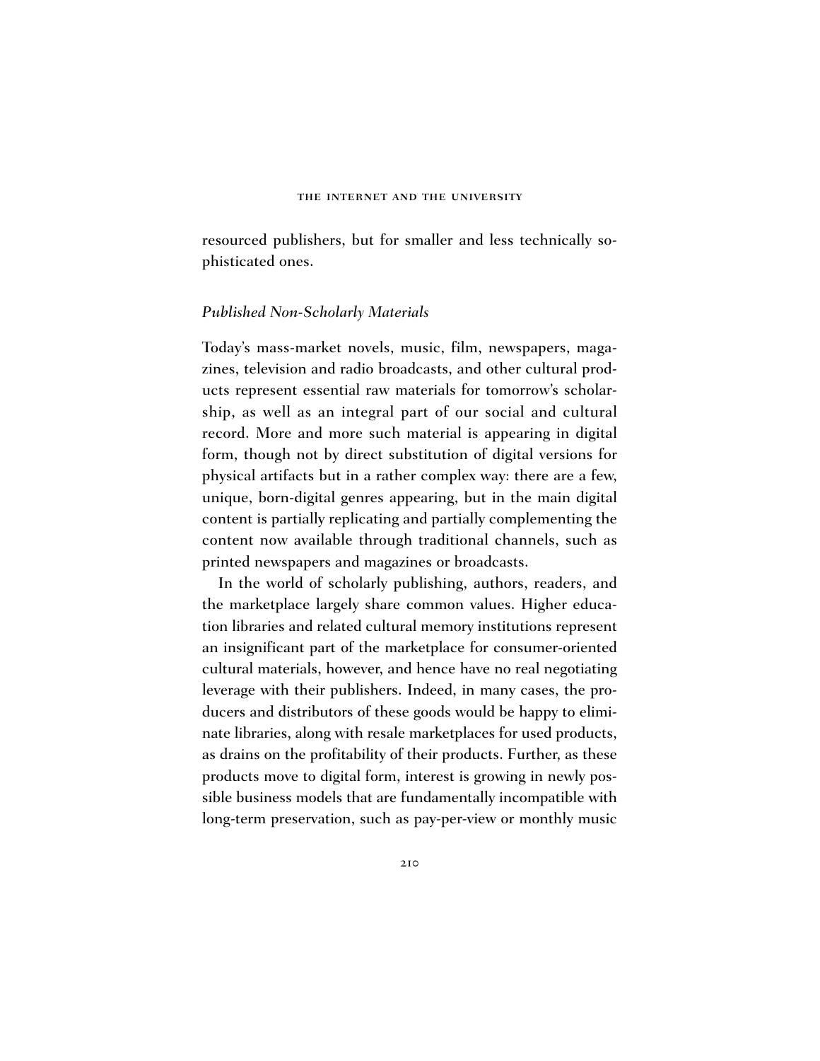resourced publishers, but for smaller and less technically sophisticated ones.

### *Published Non-Scholarly Materials*

Today's mass-market novels, music, film, newspapers, magazines, television and radio broadcasts, and other cultural products represent essential raw materials for tomorrow's scholarship, as well as an integral part of our social and cultural record. More and more such material is appearing in digital form, though not by direct substitution of digital versions for physical artifacts but in a rather complex way: there are a few, unique, born-digital genres appearing, but in the main digital content is partially replicating and partially complementing the content now available through traditional channels, such as printed newspapers and magazines or broadcasts.

In the world of scholarly publishing, authors, readers, and the marketplace largely share common values. Higher education libraries and related cultural memory institutions represent an insignificant part of the marketplace for consumer-oriented cultural materials, however, and hence have no real negotiating leverage with their publishers. Indeed, in many cases, the producers and distributors of these goods would be happy to eliminate libraries, along with resale marketplaces for used products, as drains on the profitability of their products. Further, as these products move to digital form, interest is growing in newly possible business models that are fundamentally incompatible with long-term preservation, such as pay-per-view or monthly music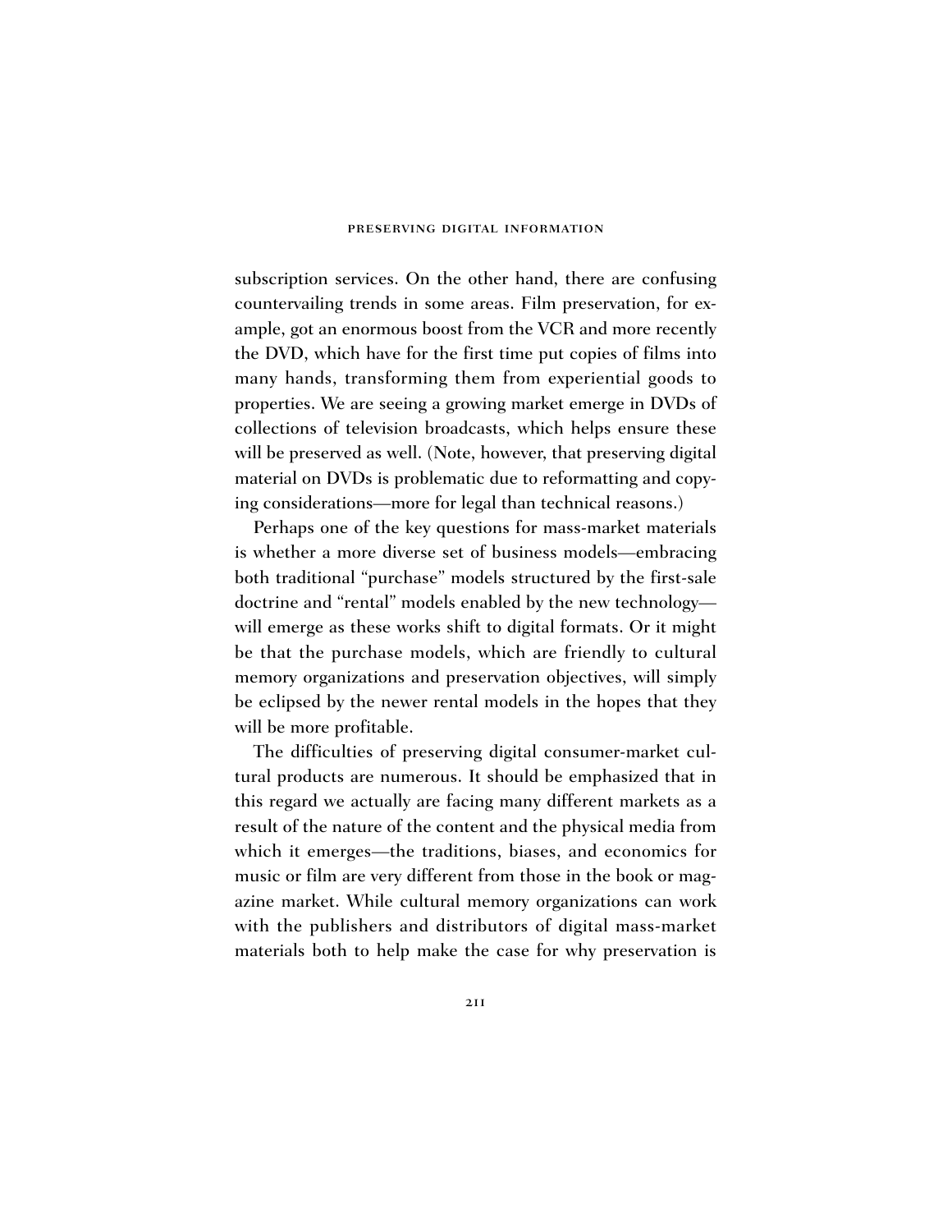subscription services. On the other hand, there are confusing countervailing trends in some areas. Film preservation, for example, got an enormous boost from the VCR and more recently the DVD, which have for the first time put copies of films into many hands, transforming them from experiential goods to properties. We are seeing a growing market emerge in DVDs of collections of television broadcasts, which helps ensure these will be preserved as well. (Note, however, that preserving digital material on DVDs is problematic due to reformatting and copying considerations—more for legal than technical reasons.)

Perhaps one of the key questions for mass-market materials is whether a more diverse set of business models—embracing both traditional "purchase" models structured by the first-sale doctrine and "rental" models enabled by the new technology—will emerge as these works shift to digital formats. Or it might be that the purchase models, which are friendly to cultural memory organizations and preservation objectives, will simply be eclipsed by the newer rental models in the hopes that they will be more profitable.

The difficulties of preserving digital consumer-market cultural products are numerous. It should be emphasized that in this regard we actually are facing many different markets as a result of the nature of the content and the physical media from which it emerges—the traditions, biases, and economics for music or film are very different from those in the book or magazine market. While cultural memory organizations can work with the publishers and distributors of digital mass-market materials both to help make the case for why preservation is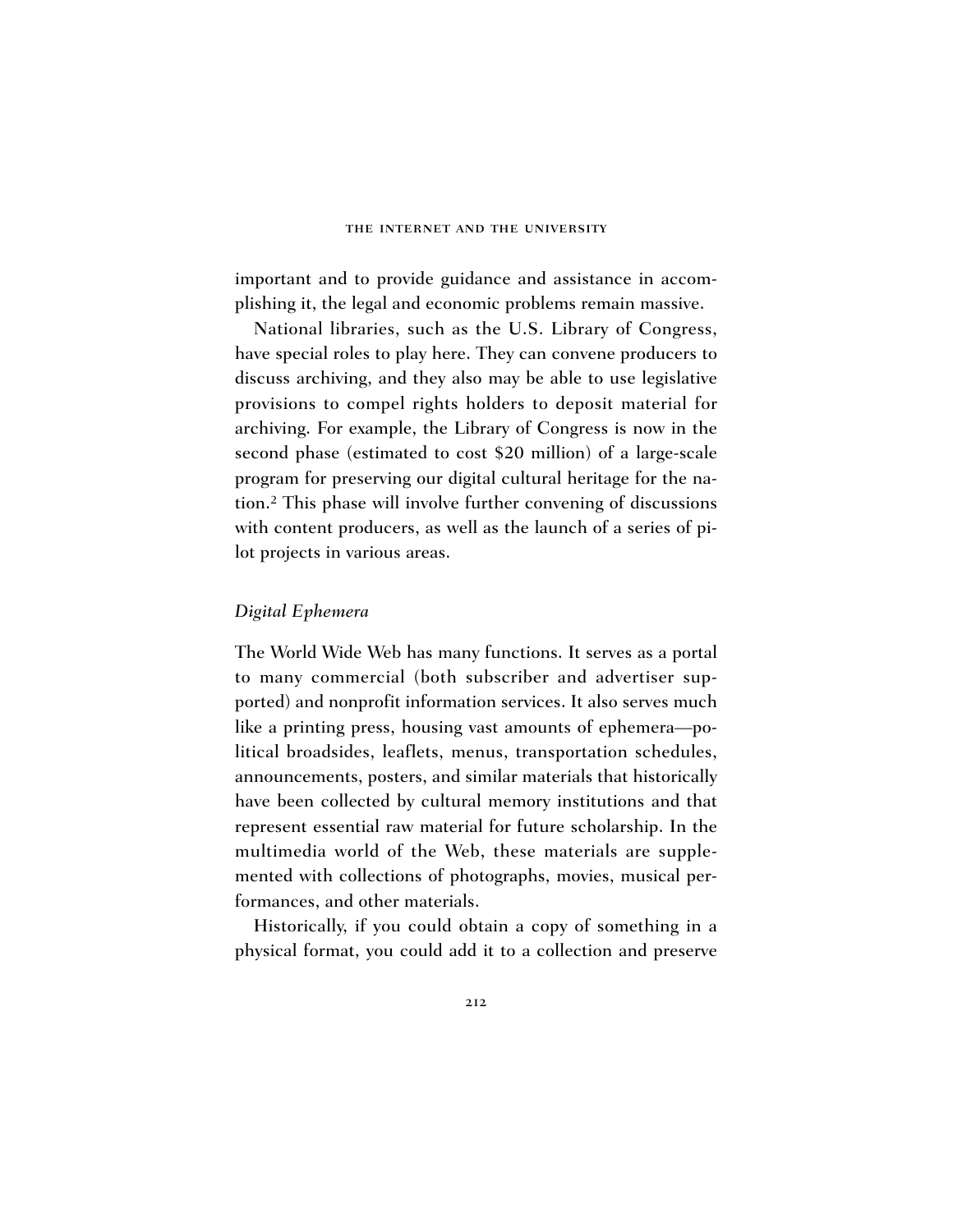important and to provide guidance and assistance in accomplishing it, the legal and economic problems remain massive.

National libraries, such as the U.S. Library of Congress, have special roles to play here. They can convene producers to discuss archiving, and they also may be able to use legislative provisions to compel rights holders to deposit material for archiving. For example, the Library of Congress is now in the second phase (estimated to cost $20 million) of a large-scale program for preserving our digital cultural heritage for the nation.[2] This phase will involve further convening of discussions with content producers, as well as the launch of a series of pilot projects in various areas.

### *Digital Ephemera*

The World Wide Web has many functions. It serves as a portal to many commercial (both subscriber and advertiser supported) and nonprofit information services. It also serves much like a printing press, housing vast amounts of ephemera—political broadsides, leaflets, menus, transportation schedules, announcements, posters, and similar materials that historically have been collected by cultural memory institutions and that represent essential raw material for future scholarship. In the multimedia world of the Web, these materials are supplemented with collections of photographs, movies, musical performances, and other materials.

Historically, if you could obtain a copy of something in a physical format, you could add it to a collection and preserve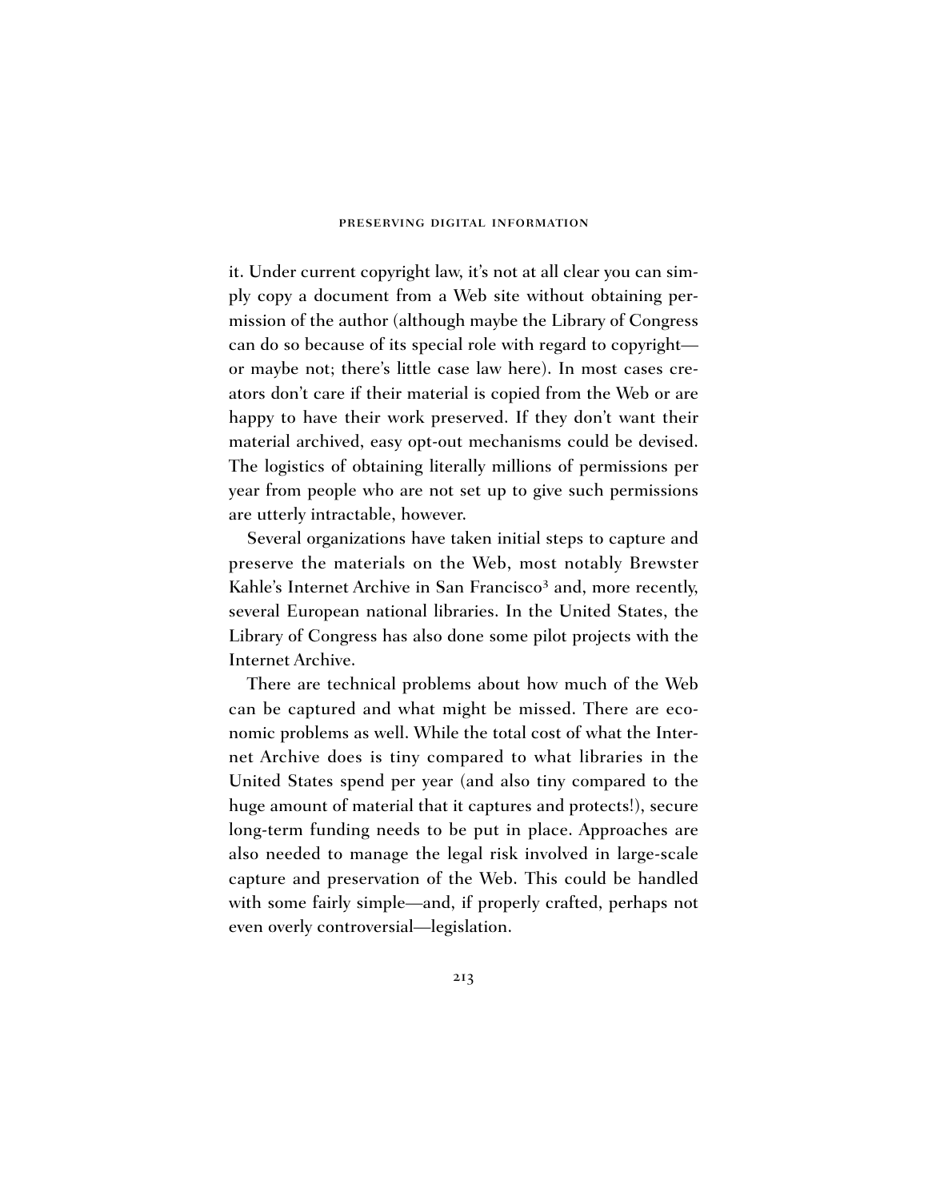it. Under current copyright law, it's not at all clear you can simply copy a document from a Web site without obtaining permission of the author (although maybe the Library of Congress can do so because of its special role with regard to copyright—or maybe not; there's little case law here). In most cases creators don't care if their material is copied from the Web or are happy to have their work preserved. If they don't want their material archived, easy opt-out mechanisms could be devised. The logistics of obtaining literally millions of permissions per year from people who are not set up to give such permissions are utterly intractable, however.

Several organizations have taken initial steps to capture and preserve the materials on the Web, most notably Brewster Kahle's Internet Archive in San Francisco[3] and, more recently, several European national libraries. In the United States, the Library of Congress has also done some pilot projects with the Internet Archive.

There are technical problems about how much of the Web can be captured and what might be missed. There are economic problems as well. While the total cost of what the Internet Archive does is tiny compared to what libraries in the United States spend per year (and also tiny compared to the huge amount of material that it captures and protects!), secure long-term funding needs to be put in place. Approaches are also needed to manage the legal risk involved in large-scale capture and preservation of the Web. This could be handled with some fairly simple—and, if properly crafted, perhaps not even overly controversial—legislation.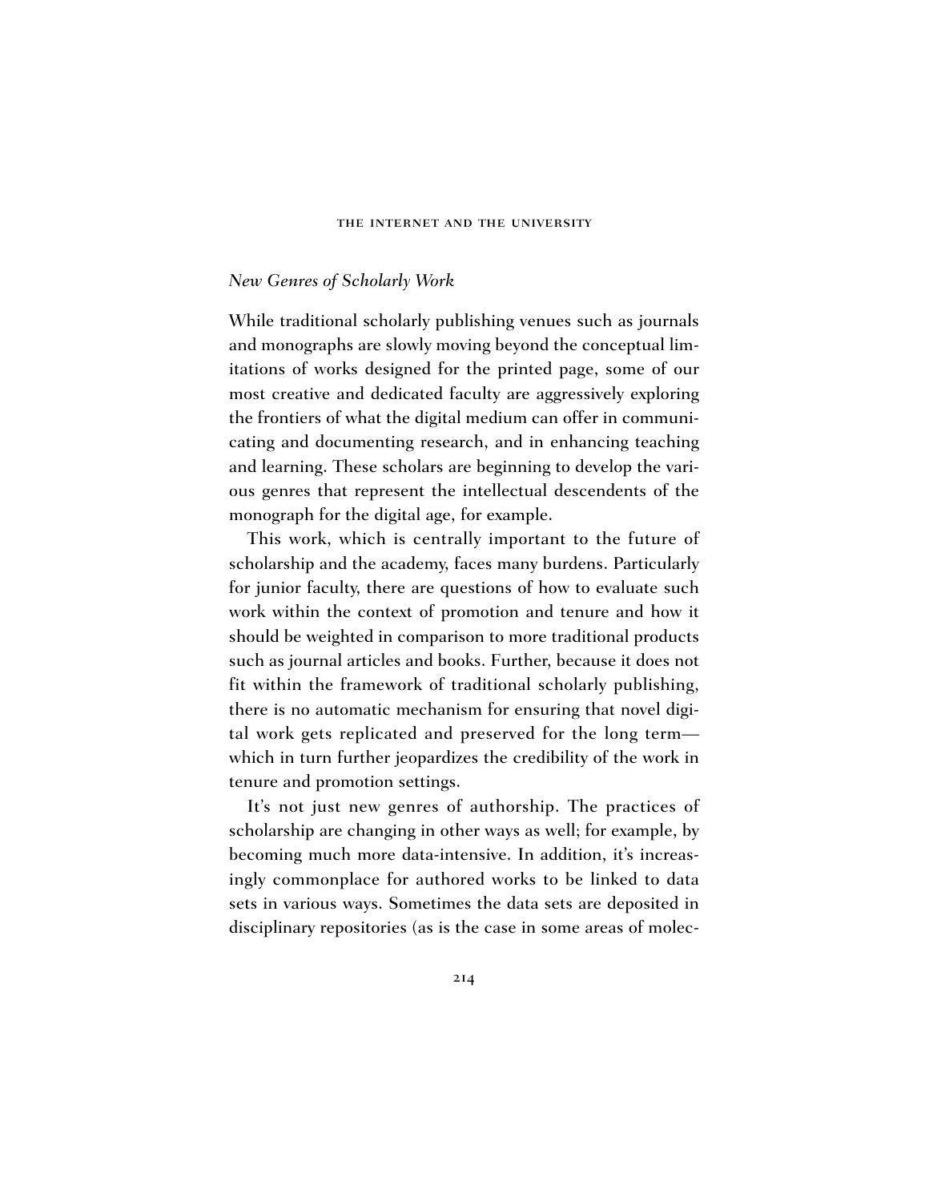*New Genres of Scholarly Work*

While traditional scholarly publishing venues such as journals and monographs are slowly moving beyond the conceptual limitations of works designed for the printed page, some of our most creative and dedicated faculty are aggressively exploring the frontiers of what the digital medium can offer in communicating and documenting research, and in enhancing teaching and learning. These scholars are beginning to develop the various genres that represent the intellectual descendents of the monograph for the digital age, for example.

This work, which is centrally important to the future of scholarship and the academy, faces many burdens. Particularly for junior faculty, there are questions of how to evaluate such work within the context of promotion and tenure and how it should be weighted in comparison to more traditional products such as journal articles and books. Further, because it does not fit within the framework of traditional scholarly publishing, there is no automatic mechanism for ensuring that novel digital work gets replicated and preserved for the long term—which in turn further jeopardizes the credibility of the work in tenure and promotion settings.

It's not just new genres of authorship. The practices of scholarship are changing in other ways as well; for example, by becoming much more data-intensive. In addition, it's increasingly commonplace for authored works to be linked to data sets in various ways. Sometimes the data sets are deposited in disciplinary repositories (as is the case in some areas of molec-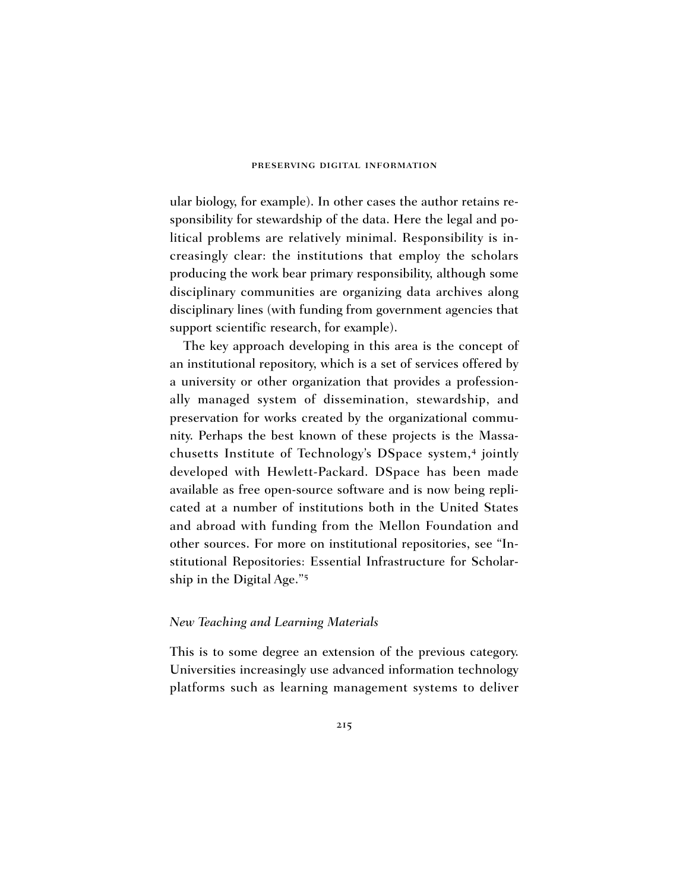ular biology, for example). In other cases the author retains responsibility for stewardship of the data. Here the legal and political problems are relatively minimal. Responsibility is increasingly clear: the institutions that employ the scholars producing the work bear primary responsibility, although some disciplinary communities are organizing data archives along disciplinary lines (with funding from government agencies that support scientific research, for example).

The key approach developing in this area is the concept of an institutional repository, which is a set of services offered by a university or other organization that provides a professionally managed system of dissemination, stewardship, and preservation for works created by the organizational community. Perhaps the best known of these projects is the Massachusetts Institute of Technology's DSpace system,[4] jointly developed with Hewlett-Packard. DSpace has been made available as free open-source software and is now being replicated at a number of institutions both in the United States and abroad with funding from the Mellon Foundation and other sources. For more on institutional repositories, see "Institutional Repositories: Essential Infrastructure for Scholarship in the Digital Age."[5]

### *New Teaching and Learning Materials*

This is to some degree an extension of the previous category. Universities increasingly use advanced information technology platforms such as learning management systems to deliver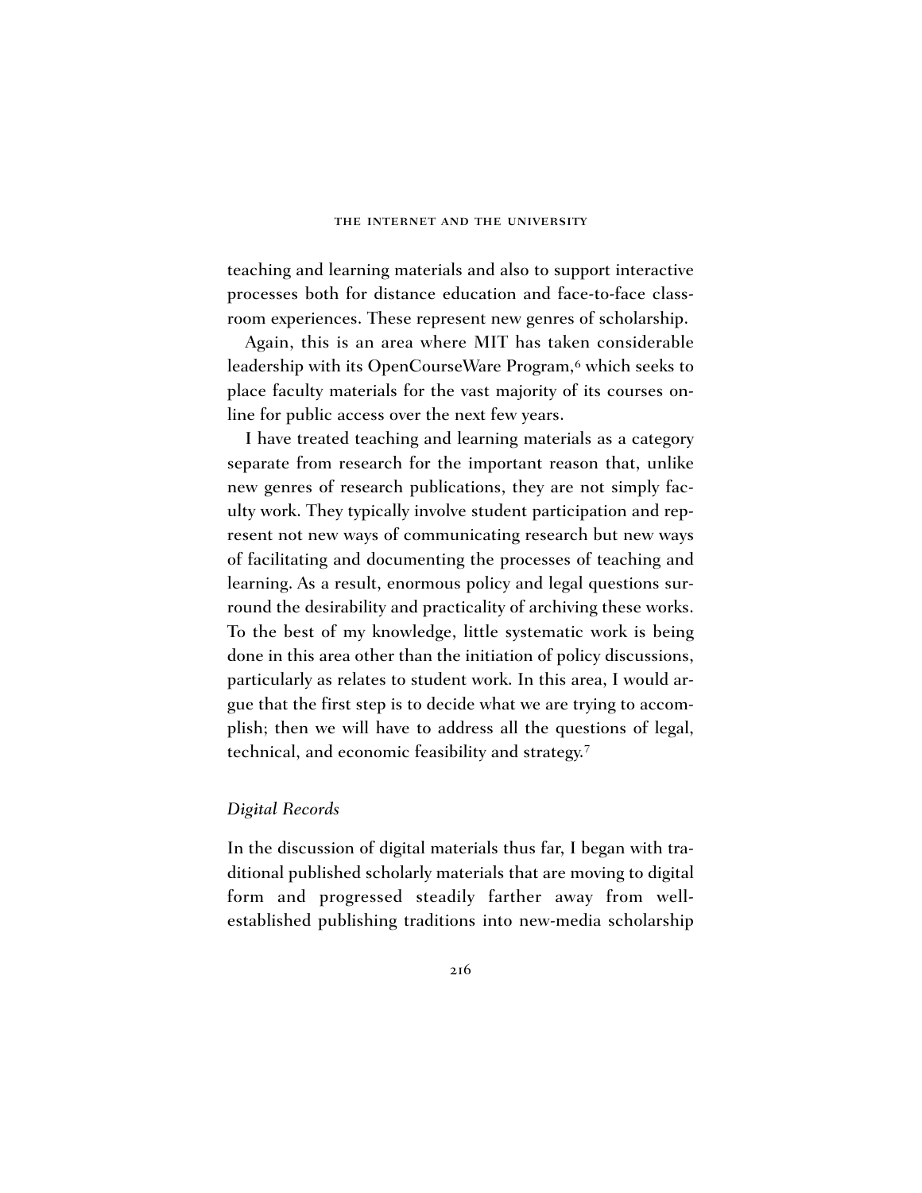teaching and learning materials and also to support interactive processes both for distance education and face-to-face classroom experiences. These represent new genres of scholarship.

Again, this is an area where MIT has taken considerable leadership with its OpenCourseWare Program,[6] which seeks to place faculty materials for the vast majority of its courses online for public access over the next few years.

I have treated teaching and learning materials as a category separate from research for the important reason that, unlike new genres of research publications, they are not simply faculty work. They typically involve student participation and represent not new ways of communicating research but new ways of facilitating and documenting the processes of teaching and learning. As a result, enormous policy and legal questions surround the desirability and practicality of archiving these works. To the best of my knowledge, little systematic work is being done in this area other than the initiation of policy discussions, particularly as relates to student work. In this area, I would argue that the first step is to decide what we are trying to accomplish; then we will have to address all the questions of legal, technical, and economic feasibility and strategy.[7]

### *Digital Records*

In the discussion of digital materials thus far, I began with traditional published scholarly materials that are moving to digital form and progressed steadily farther away from well-established publishing traditions into new-media scholarship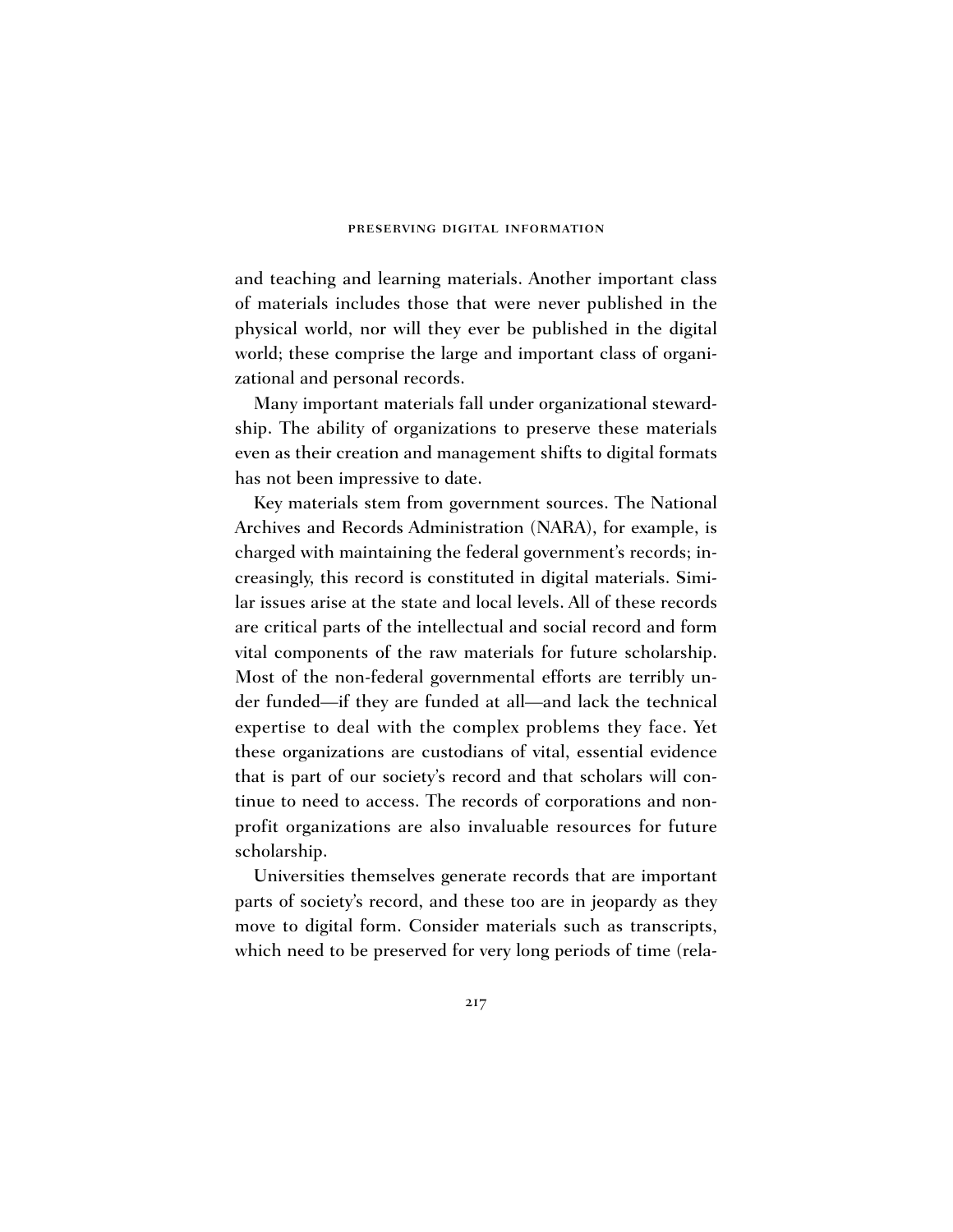and teaching and learning materials. Another important class of materials includes those that were never published in the physical world, nor will they ever be published in the digital world; these comprise the large and important class of organizational and personal records.

Many important materials fall under organizational stewardship. The ability of organizations to preserve these materials even as their creation and management shifts to digital formats has not been impressive to date.

Key materials stem from government sources. The National Archives and Records Administration (NARA), for example, is charged with maintaining the federal government's records; increasingly, this record is constituted in digital materials. Similar issues arise at the state and local levels. All of these records are critical parts of the intellectual and social record and form vital components of the raw materials for future scholarship. Most of the non-federal governmental efforts are terribly under funded—if they are funded at all—and lack the technical expertise to deal with the complex problems they face. Yet these organizations are custodians of vital, essential evidence that is part of our society's record and that scholars will continue to need to access. The records of corporations and nonprofit organizations are also invaluable resources for future scholarship.

Universities themselves generate records that are important parts of society's record, and these too are in jeopardy as they move to digital form. Consider materials such as transcripts, which need to be preserved for very long periods of time (rela-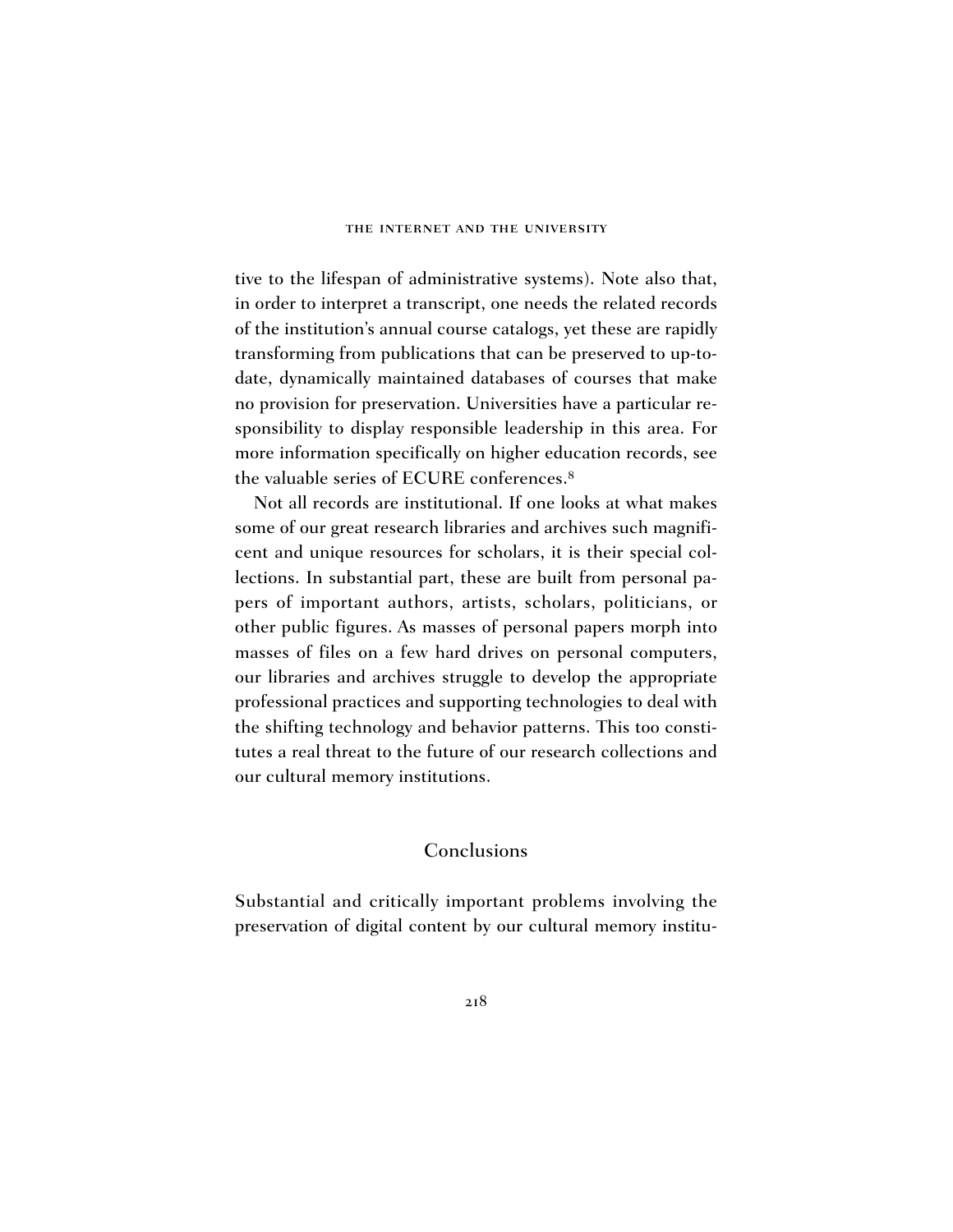tive to the lifespan of administrative systems). Note also that, in order to interpret a transcript, one needs the related records of the institution's annual course catalogs, yet these are rapidly transforming from publications that can be preserved to up-to-date, dynamically maintained databases of courses that make no provision for preservation. Universities have a particular responsibility to display responsible leadership in this area. For more information specifically on higher education records, see the valuable series of ECURE conferences.[8]

Not all records are institutional. If one looks at what makes some of our great research libraries and archives such magnificent and unique resources for scholars, it is their special collections. In substantial part, these are built from personal papers of important authors, artists, scholars, politicians, or other public figures. As masses of personal papers morph into masses of files on a few hard drives on personal computers, our libraries and archives struggle to develop the appropriate professional practices and supporting technologies to deal with the shifting technology and behavior patterns. This too constitutes a real threat to the future of our research collections and our cultural memory institutions.

## Conclusions

Substantial and critically important problems involving the preservation of digital content by our cultural memory institu-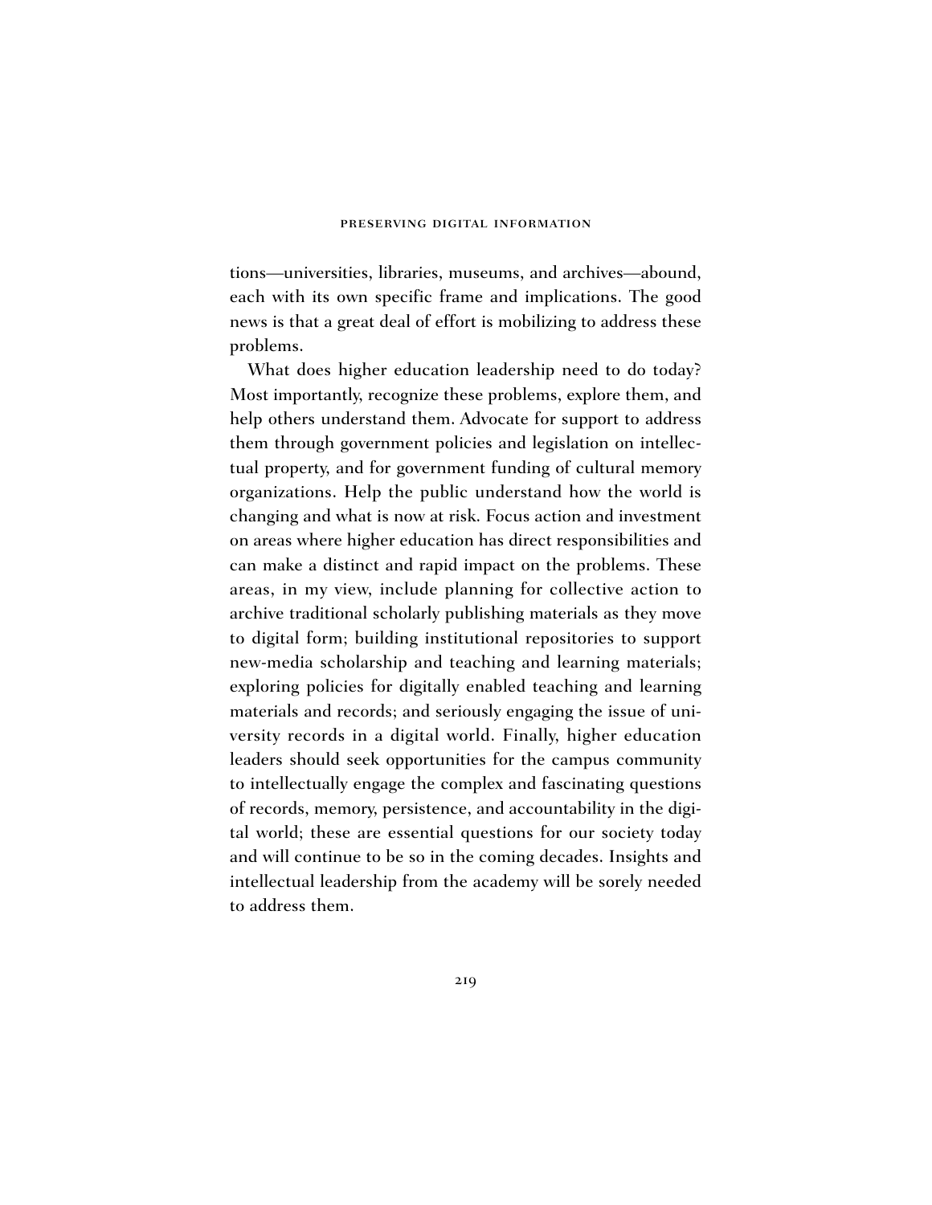tions—universities, libraries, museums, and archives—abound, each with its own specific frame and implications. The good news is that a great deal of effort is mobilizing to address these problems.

What does higher education leadership need to do today? Most importantly, recognize these problems, explore them, and help others understand them. Advocate for support to address them through government policies and legislation on intellectual property, and for government funding of cultural memory organizations. Help the public understand how the world is changing and what is now at risk. Focus action and investment on areas where higher education has direct responsibilities and can make a distinct and rapid impact on the problems. These areas, in my view, include planning for collective action to archive traditional scholarly publishing materials as they move to digital form; building institutional repositories to support new-media scholarship and teaching and learning materials; exploring policies for digitally enabled teaching and learning materials and records; and seriously engaging the issue of university records in a digital world. Finally, higher education leaders should seek opportunities for the campus community to intellectually engage the complex and fascinating questions of records, memory, persistence, and accountability in the digital world; these are essential questions for our society today and will continue to be so in the coming decades. Insights and intellectual leadership from the academy will be sorely needed to address them.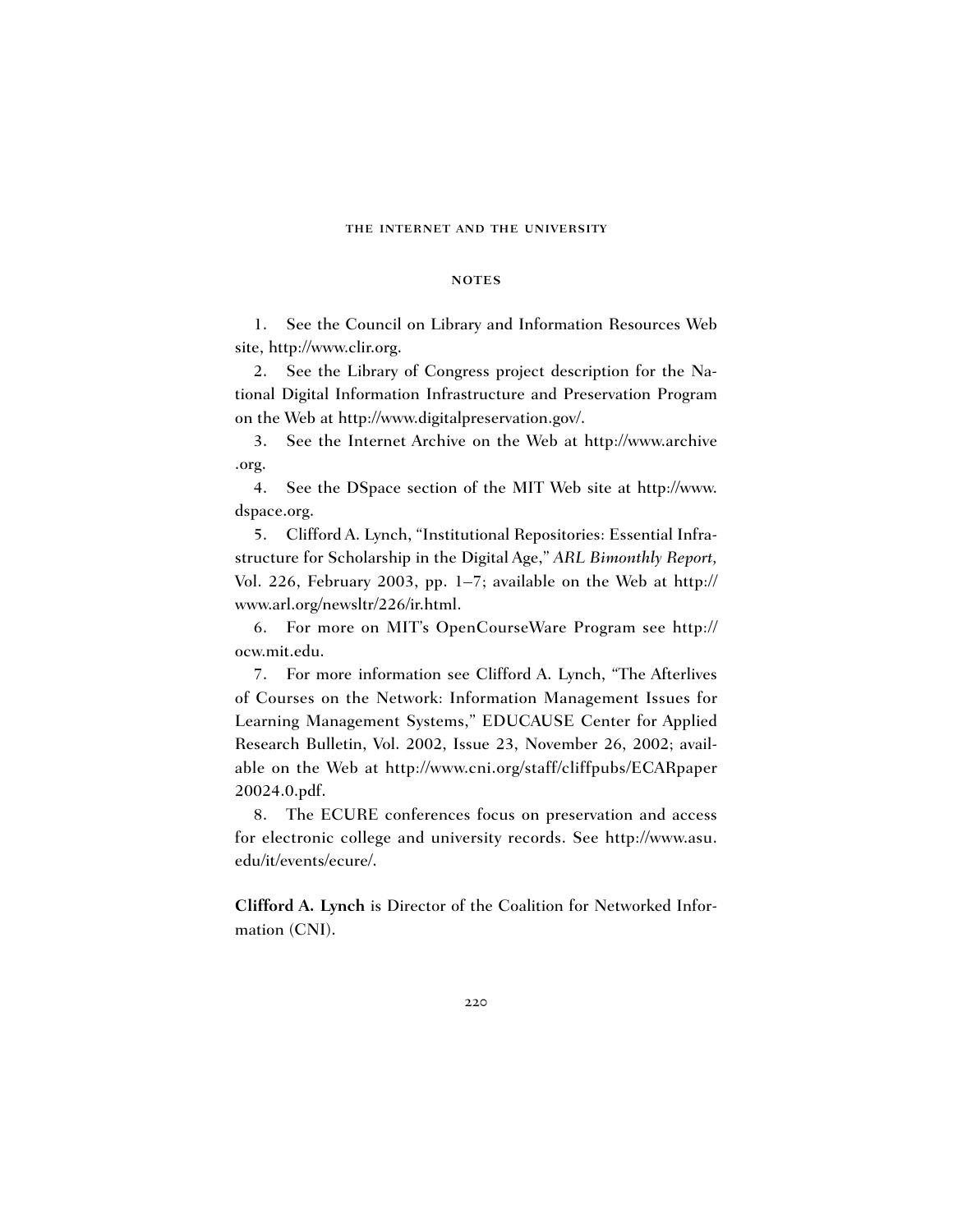## NOTES

1. See the Council on Library and Information Resources Web site, http://www.clir.org.

2. See the Library of Congress project description for the National Digital Information Infrastructure and Preservation Program on the Web at http://www.digitalpreservation.gov/.

3. See the Internet Archive on the Web at http://www.archive.org.

4. See the DSpace section of the MIT Web site at http://www.dspace.org.

5. Clifford A. Lynch, "Institutional Repositories: Essential Infrastructure for Scholarship in the Digital Age," *ARL Bimonthly Report,* Vol. 226, February 2003, pp. 1–7; available on the Web at http://www.arl.org/newsltr/226/ir.html.

6. For more on MIT's OpenCourseWare Program see http://ocw.mit.edu.

7. For more information see Clifford A. Lynch, "The Afterlives of Courses on the Network: Information Management Issues for Learning Management Systems," EDUCAUSE Center for Applied Research Bulletin, Vol. 2002, Issue 23, November 26, 2002; available on the Web at http://www.cni.org/staff/cliffpubs/ECARpaper20024.0.pdf.

8. The ECURE conferences focus on preservation and access for electronic college and university records. See http://www.asu.edu/it/events/ecure/.

**Clifford A. Lynch** is Director of the Coalition for Networked Information (CNI).